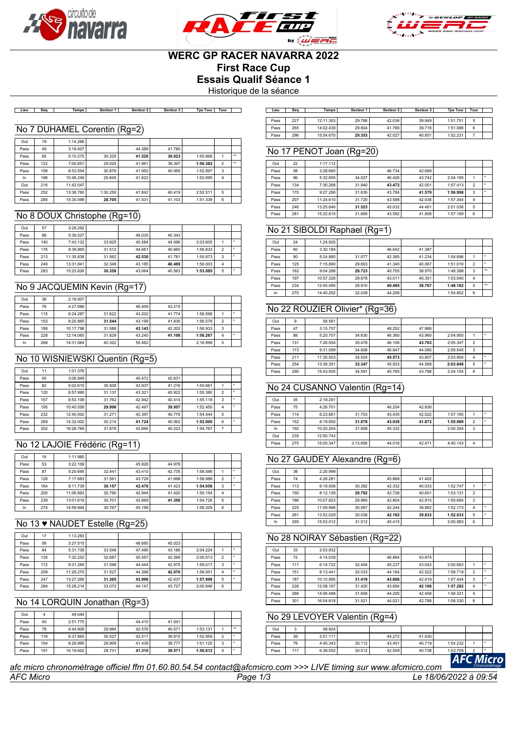# WERC GP RACER NAVARRA 2022

## First Race Cup

## Essais Qualif Séance 1

Historique de la séance

### No 7 DUHAMEL Corentin (Rg=2)

| Lieu | Seq | Temps | Secteur 1 | Secteur 2 | Secteur 3 | Tps Tour | Tour | |
|---|---|---|---|---|---|---|---|---|
| Out | 19 | 1:14.266 | | | | | | |
| Pass | 49 | 3:19.407 | | 44.389 | 41.780 | | | |
| Pass | 85 | 5:10.275 | 30.325 | **41.520** | **39.023** | 1:50.868 | 1 | ** |
| Pass | 122 | 7:00.657 | 29.024 | 41.961 | 39.397 | **1:50.382** | 2 | ** |
| Pass | 158 | 8:53.554 | 30.876 | 41.952 | 40.069 | 1:52.897 | 3 | |
| In | 196 | 10:46.249 | 29.845 | 41.622 | | 1:52.695 | 4 | |
| Out | 216 | 11:42.047 | | | | | | |
| Pass | 252 | 13:38.760 | 1:30.250 | 41.842 | 40.419 | 2:52.511 | 5 | |
| Pass | 285 | 15:30.099 | **28.705** | 41.531 | 41.103 | 1:51.339 | 6 | |

### No 8 DOUX Christophe (Rg=10)

| Lieu | Seq | Temps | Secteur 1 | Secteur 2 | Secteur 3 | Tps Tour | Tour | |
|---|---|---|---|---|---|---|---|---|
| Out | 57 | 3:28.292 | | | | | | |
| Pass | 98 | 5:39.527 | | 48.035 | 45.343 | | | |
| Pass | 140 | 7:43.132 | 33.925 | 45.584 | 44.096 | 2:03.605 | 1 | * |
| Pass | 176 | 9:39.965 | 31.512 | 44.661 | 40.660 | 1:56.833 | 2 | * |
| Pass | 213 | 11:35.838 | 31.562 | **42.530** | 41.781 | 1:55.873 | 3 | * |
| Pass | 249 | 13:31.841 | 32.349 | 43.185 | **40.469** | 1:56.003 | 4 | |
| Pass | 283 | 15:25.826 | **30.358** | 43.064 | 40.563 | **1:53.985** | 5 | * |

### No 9 JACQUEMIN Kevin (Rg=17)

| Lieu | Seq | Temps | Secteur 1 | Secteur 2 | Secteur 3 | Tps Tour | Tour | |
|---|---|---|---|---|---|---|---|---|
| Out | 36 | 2:18.907 | | | | | | |
| Pass | 76 | 4:27.689 | | 46.409 | 43.215 | | | |
| Pass | 115 | 6:24.287 | 31.622 | 43.202 | 41.774 | 1:56.598 | 1 | * |
| Pass | 153 | 8:20.865 | **31.544** | 43.199 | 41.835 | 1:56.578 | 2 | * |
| Pass | 189 | 10:17.798 | 31.588 | **43.143** | 42.202 | 1:56.933 | 3 | |
| Pass | 228 | 12:14.065 | 31.829 | 43.240 | **41.198** | **1:56.267** | 4 | * |
| In | 268 | 14:31.064 | 40.322 | 55.482 | | 2:16.999 | 5 | |

### No 10 WISNIEWSKI Quentin (Rg=5)

| Lieu | Seq | Temps | Secteur 1 | Secteur 2 | Secteur 3 | Tps Tour | Tour | |
|---|---|---|---|---|---|---|---|---|
| Out | 11 | 1:01.376 | | | | | | |
| Pass | 45 | 3:06.949 | | 45.472 | 42.631 | | | |
| Pass | 82 | 5:02.610 | 30.508 | 43.937 | 41.216 | 1:55.661 | 1 | * |
| Pass | 120 | 6:57.990 | 31.137 | 43.321 | 40.922 | 1:55.380 | 2 | * |
| Pass | 157 | 8:53.108 | 31.762 | 42.942 | 40.414 | 1:55.118 | 3 | * |
| Pass | 195 | 10:45.558 | **29.996** | 42.497 | **39.957** | 1:52.450 | 4 | * |
| Pass | 232 | 12:40.002 | 31.271 | 42.397 | 40.776 | 1:54.444 | 5 | |
| Pass | 269 | 14:32.002 | 30.214 | **41.724** | 40.062 | **1:52.000** | 6 | * |
| Pass | 302 | 16:26.769 | 31.878 | 42.666 | 40.223 | 1:54.767 | 7 | |

### No 12 LAJOIE Frédéric (Rg=11)

| Lieu | Seq | Temps | Secteur 1 | Secteur 2 | Secteur 3 | Tps Tour | Tour | |
|---|---|---|---|---|---|---|---|---|
| Out | 16 | 1:11.980 | | | | | | |
| Pass | 53 | 3:22.109 | | 45.926 | 44.978 | | | |
| Pass | 87 | 5:20.695 | 32.441 | 43.410 | 42.735 | 1:58.586 | 1 | * |
| Pass | 126 | 7:17.683 | 31.561 | 43.729 | 41.698 | 1:56.988 | 2 | * |
| Pass | 164 | 9:11.739 | **30.157** | **42.476** | 41.423 | **1:54.056** | 3 | * |
| Pass | 200 | 11:06.893 | 30.790 | 42.944 | 41.420 | 1:55.154 | 4 | |
| Pass | 239 | 13:01.619 | 30.701 | 42.669 | **41.356** | 1:54.726 | 5 | |
| In | 274 | 14:59.948 | 30.767 | 45.199 | | 1:58.329 | 6 | |

### No 13 ♥ NAUDET Estelle (Rg=25)

| Lieu | Seq | Temps | Secteur 1 | Secteur 2 | Secteur 3 | Tps Tour | Tour | |
|---|---|---|---|---|---|---|---|---|
| Out | 17 | 1:13.283 | | | | | | |
| Pass | 56 | 3:27.515 | | 48.685 | 45.023 | | | |
| Pass | 94 | 5:31.739 | 33.548 | 47.490 | 43.186 | 2:04.224 | 1 | * |
| Pass | 135 | 7:32.252 | 32.687 | 45.557 | 42.269 | 2:00.513 | 2 | * |
| Pass | 172 | 9:31.269 | 31.598 | 44.444 | 42.975 | 1:59.017 | 3 | * |
| Pass | 209 | 11:29.270 | 31.527 | 44.398 | **42.076** | 1:58.001 | 4 | * |
| Pass | 247 | 13:27.268 | **31.365** | **43.996** | 42.637 | **1:57.998** | 5 | * |
| Pass | 284 | 15:28.214 | 33.072 | 44.147 | 43.727 | 2:00.946 | 6 | |

### No 14 LORQUIN Jonathan (Rg=3)

| Lieu | Seq | Temps | Secteur 1 | Secteur 2 | Secteur 3 | Tps Tour | Tour | |
|---|---|---|---|---|---|---|---|---|
| Out | 4 | 49.049 | | | | | | |
| Pass | 40 | 2:51.775 | | 44.410 | 41.541 | | | |
| Pass | 78 | 4:44.906 | 29.984 | 42.576 | 40.571 | 1:53.131 | 1 | ** |
| Pass | 116 | 6:37.865 | 30.527 | 42.517 | 39.915 | 1:52.959 | 2 | * |
| Pass | 154 | 8:28.990 | 29.909 | 41.439 | 39.777 | 1:51.125 | 3 | * |
| Pass | 191 | 10:19.602 | 29.731 | **41.310** | **39.571** | **1:50.612** | 4 | * |
| Pass | 227 | 12:11.353 | 29.766 | 42.036 | 39.949 | 1:51.751 | 5 | |
| Pass | 265 | 14:02.439 | 29.604 | 41.766 | 39.716 | 1:51.086 | 6 | |
| Pass | 296 | 15:54.670 | **29.353** | 42.027 | 40.851 | 1:52.231 | 7 | |

### No 17 PENOT Joan (Rg=20)

| Lieu | Seq | Temps | Secteur 1 | Secteur 2 | Secteur 3 | Tps Tour | Tour | |
|---|---|---|---|---|---|---|---|---|
| Out | 22 | 1:17.112 | | | | | | |
| Pass | 58 | 3:28.660 | | 46.734 | 42.689 | | | |
| Pass | 96 | 5:32.855 | 34.027 | 46.426 | 43.742 | 2:04.195 | 1 | * |
| Pass | 134 | 7:30.268 | 31.940 | **43.472** | 42.001 | 1:57.413 | 2 | * |
| Pass | 170 | 9:27.266 | 31.635 | 43.784 | **41.579** | **1:56.998** | 3 | * |
| Pass | 207 | 11:24.610 | 31.720 | 43.588 | 42.036 | 1:57.344 | 4 | |
| Pass | 246 | 13:25.646 | **31.523** | 45.032 | 44.481 | 2:01.036 | 5 | |
| Pass | 281 | 15:22.815 | 31.669 | 43.592 | 41.908 | 1:57.169 | 6 | |

### No 21 SIBOLDI Raphael (Rg=1)

| Lieu | Seq | Temps | Secteur 1 | Secteur 2 | Secteur 3 | Tps Tour | Tour | |
|---|---|---|---|---|---|---|---|---|
| Out | 24 | 1:24.920 | | | | | | |
| Pass | 60 | 3:30.184 | | 46.642 | 41.387 | | | |
| Pass | 90 | 5:24.880 | 31.077 | 42.385 | 41.234 | 1:54.696 | 1 | * |
| Pass | 125 | 7:15.890 | 29.603 | 41.340 | 40.067 | 1:51.010 | 2 | * |
| Pass | 162 | 9:04.288 | **28.723** | 40.705 | 38.970 | 1:48.398 | 3 | ** |
| Pass | 197 | 10:57.328 | 29.678 | 43.011 | 40.351 | 1:53.040 | 4 | |
| Pass | 234 | 12:45.490 | 28.910 | **40.485** | **38.767** | **1:48.162** | 5 | ** |
| In | 270 | 14:40.292 | 32.039 | 44.208 | | 1:54.802 | 6 | |

### No 22 ROUZIER Olivier* (Rg=36)

| Lieu | Seq | Temps | Secteur 1 | Secteur 2 | Secteur 3 | Tps Tour | Tour | |
|---|---|---|---|---|---|---|---|---|
| Out | 9 | 58.561 | | | | | | |
| Pass | 47 | 3:15.757 | | 48.252 | 47.966 | | | |
| Pass | 88 | 5:20.707 | 34.630 | 46.360 | 43.960 | 2:04.950 | 1 | * |
| Pass | 131 | 7:26.054 | 35.478 | 46.106 | **43.763** | 2:05.347 | 2 | |
| Pass | 173 | 9:31.599 | 34.608 | 46.847 | 44.090 | 2:05.545 | 3 | |
| Pass | 211 | 11:35.503 | 34.524 | **45.573** | 43.807 | 2:03.904 | 4 | * |
| Pass | 254 | 13:39.351 | **33.347** | 45.933 | 44.568 | **2:03.848** | 5 | * |
| Pass | 290 | 15:43.505 | 34.591 | 45.765 | 43.798 | 2:04.154 | 6 | |

### No 24 CUSANNO Valentin (Rg=14)

| Lieu | Seq | Temps | Secteur 1 | Secteur 2 | Secteur 3 | Tps Tour | Tour | |
|---|---|---|---|---|---|---|---|---|
| Out | 35 | 2:18.291 | | | | | | |
| Pass | 75 | 4:26.701 | | 46.204 | 42.836 | | | |
| Pass | 114 | 6:23.861 | 31.703 | 43.435 | 42.022 | 1:57.160 | 1 | * |
| Pass | 152 | 8:19.850 | **31.078** | **43.039** | **41.872** | **1:55.989** | 2 | * |
| In | 192 | 10:20.204 | 31.809 | 45.332 | | 2:00.354 | 3 | |
| Out | 235 | 12:50.743 | | | | | | |
| Pass | 275 | 15:00.347 | 3:13.656 | 44.016 | 42.471 | 4:40.143 | 4 | |

### No 27 GAUDEY Alexandre (Rg=6)

| Lieu | Seq | Temps | Secteur 1 | Secteur 2 | Secteur 3 | Tps Tour | Tour | |
|---|---|---|---|---|---|---|---|---|
| Out | 38 | 2:20.999 | | | | | | |
| Pass | 74 | 4:26.261 | | 45.868 | 41.402 | | | |
| Pass | 113 | 6:19.008 | 30.382 | 42.332 | 40.033 | 1:52.747 | 1 | * |
| Pass | 150 | 8:12.139 | **29.792** | 42.738 | 40.601 | 1:53.131 | 2 | |
| Pass | 186 | 10:07.823 | 29.965 | 42.804 | 42.915 | 1:55.684 | 3 | |
| Pass | 225 | 11:59.996 | 30.067 | 42.244 | 39.862 | 1:52.173 | 4 | * |
| Pass | 261 | 13:52.029 | 30.038 | **42.162** | **39.833** | **1:52.033** | 5 | * |
| In | 295 | 15:53.012 | 31.512 | 45.415 | | 2:00.983 | 6 | |

### No 28 NOIRAY Sébastien (Rg=22)

| Lieu | Seq | Temps | Secteur 1 | Secteur 2 | Secteur 3 | Tps Tour | Tour | |
|---|---|---|---|---|---|---|---|---|
| Out | 33 | 2:03.932 | | | | | | |
| Pass | 72 | 4:14.039 | | 46.864 | 43.874 | | | |
| Pass | 111 | 6:14.722 | 32.404 | 45.237 | 43.042 | 2:00.683 | 1 | * |
| Pass | 151 | 8:13.441 | 32.033 | 44.164 | 42.522 | 1:58.719 | 2 | * |
| Pass | 187 | 10:10.885 | **31.419** | **43.606** | 42.419 | 1:57.444 | 3 | * |
| Pass | 226 | 12:08.167 | 31.420 | 43.694 | **42.168** | **1:57.282** | 4 | * |
| Pass | 266 | 14:06.488 | 31.658 | 44.205 | 42.458 | 1:58.321 | 5 | |
| Pass | 301 | 16:04.818 | 31.521 | 44.021 | 42.788 | 1:58.330 | 6 | |

### No 29 LEVOYER Valentin (Rg=4)

| Lieu | Seq | Temps | Secteur 1 | Secteur 2 | Secteur 3 | Tps Tour | Tour | |
|---|---|---|---|---|---|---|---|---|
| Out | 3 | 48.924 | | | | | | |
| Pass | 39 | 2:51.111 | | 44.272 | 41.430 | | | |
| Pass | 79 | 4:45.343 | 30.112 | 43.401 | 40.719 | 1:54.232 | 1 | * |
| Pass | 117 | 6:39.052 | 30.412 | 42.559 | 40.738 | 1:53.709 | 2 | * |

*afc micro chronométrage officiel ffm 01.60.80.54.54 contact@afcmicro.com >>> LIVE timing sur www.afcmicro.com*

*AFC Micro* — *Le 18/06/2022 à 09:54*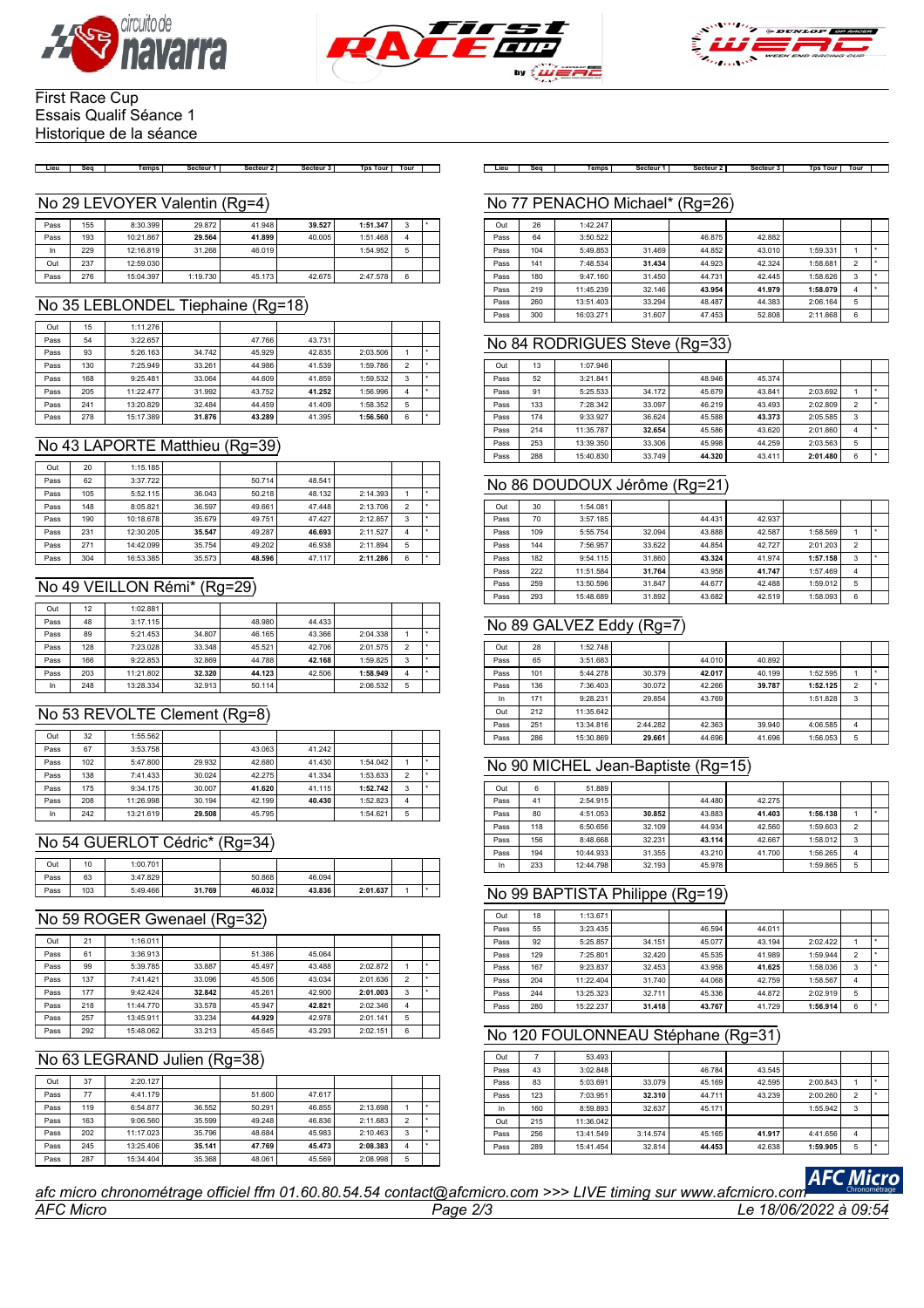First Race Cup
Essais Qualif Séance 1
Historique de la séance

## No 29 LEVOYER Valentin (Rg=4)

| Lieu | Seq | Temps | Secteur 1 | Secteur 2 | Secteur 3 | Tps Tour | Tour | |
|---|---|---|---|---|---|---|---|---|
| Pass | 155 | 8:30.399 | 29.872 | 41.948 | **39.527** | **1:51.347** | 3 | * |
| Pass | 193 | 10:21.867 | **29.564** | **41.899** | 40.005 | 1:51.468 | 4 | |
| In | 229 | 12:16.819 | 31.268 | 46.019 | | 1:54.952 | 5 | |
| Out | 237 | 12:59.030 | | | | | | |
| Pass | 276 | 15:04.397 | 1:19.730 | 45.173 | 42.675 | 2:47.578 | 6 | |

## No 35 LEBLONDEL Tiephaine (Rg=18)

| Lieu | Seq | Temps | Secteur 1 | Secteur 2 | Secteur 3 | Tps Tour | Tour | |
|---|---|---|---|---|---|---|---|---|
| Out | 15 | 1:11.276 | | | | | | |
| Pass | 54 | 3:22.657 | | 47.766 | 43.731 | | | |
| Pass | 93 | 5:26.163 | 34.742 | 45.929 | 42.835 | 2:03.506 | 1 | * |
| Pass | 130 | 7:25.949 | 33.261 | 44.986 | 41.539 | 1:59.786 | 2 | * |
| Pass | 168 | 9:25.481 | 33.064 | 44.609 | 41.859 | 1:59.532 | 3 | * |
| Pass | 205 | 11:22.477 | 31.992 | 43.752 | **41.252** | 1:56.996 | 4 | * |
| Pass | 241 | 13:20.829 | 32.484 | 44.459 | 41.409 | 1:58.352 | 5 | |
| Pass | 278 | 15:17.389 | **31.876** | **43.289** | 41.395 | **1:56.560** | 6 | * |

## No 43 LAPORTE Matthieu (Rg=39)

| Lieu | Seq | Temps | Secteur 1 | Secteur 2 | Secteur 3 | Tps Tour | Tour | |
|---|---|---|---|---|---|---|---|---|
| Out | 20 | 1:15.185 | | | | | | |
| Pass | 62 | 3:37.722 | | 50.714 | 48.541 | | | |
| Pass | 105 | 5:52.115 | 36.043 | 50.218 | 48.132 | 2:14.393 | 1 | * |
| Pass | 148 | 8:05.821 | 36.597 | 49.661 | 47.448 | 2:13.706 | 2 | * |
| Pass | 190 | 10:18.678 | 35.679 | 49.751 | 47.427 | 2:12.857 | 3 | * |
| Pass | 231 | 12:30.205 | **35.547** | 49.287 | **46.693** | 2:11.527 | 4 | * |
| Pass | 271 | 14:42.099 | 35.754 | 49.202 | 46.938 | 2:11.894 | 5 | |
| Pass | 304 | 16:53.385 | 35.573 | **48.596** | 47.117 | **2:11.286** | 6 | * |

## No 49 VEILLON Rémi* (Rg=29)

| Lieu | Seq | Temps | Secteur 1 | Secteur 2 | Secteur 3 | Tps Tour | Tour | |
|---|---|---|---|---|---|---|---|---|
| Out | 12 | 1:02.881 | | | | | | |
| Pass | 48 | 3:17.115 | | 48.980 | 44.433 | | | |
| Pass | 89 | 5:21.453 | 34.807 | 46.165 | 43.366 | 2:04.338 | 1 | * |
| Pass | 128 | 7:23.028 | 33.348 | 45.521 | 42.706 | 2:01.575 | 2 | * |
| Pass | 166 | 9:22.853 | 32.869 | 44.788 | **42.168** | 1:59.825 | 3 | * |
| Pass | 203 | 11:21.802 | **32.320** | **44.123** | 42.506 | **1:58.949** | 4 | * |
| In | 248 | 13:28.334 | 32.913 | 50.114 | | 2:06.532 | 5 | |

## No 53 REVOLTE Clement (Rg=8)

| Lieu | Seq | Temps | Secteur 1 | Secteur 2 | Secteur 3 | Tps Tour | Tour | |
|---|---|---|---|---|---|---|---|---|
| Out | 32 | 1:55.562 | | | | | | |
| Pass | 67 | 3:53.758 | | 43.063 | 41.242 | | | |
| Pass | 102 | 5:47.800 | 29.932 | 42.680 | 41.430 | 1:54.042 | 1 | * |
| Pass | 138 | 7:41.433 | 30.024 | 42.275 | 41.334 | 1:53.633 | 2 | * |
| Pass | 175 | 9:34.175 | 30.007 | **41.620** | 41.115 | **1:52.742** | 3 | * |
| Pass | 208 | 11:26.998 | 30.194 | 42.199 | **40.430** | 1:52.823 | 4 | |
| In | 242 | 13:21.619 | **29.508** | 45.795 | | 1:54.621 | 5 | |

## No 54 GUERLOT Cédric* (Rg=34)

| Lieu | Seq | Temps | Secteur 1 | Secteur 2 | Secteur 3 | Tps Tour | Tour | |
|---|---|---|---|---|---|---|---|---|
| Out | 10 | 1:00.701 | | | | | | |
| Pass | 63 | 3:47.829 | | 50.868 | 46.094 | | | |
| Pass | 103 | 5:49.466 | **31.769** | **46.032** | **43.836** | **2:01.637** | 1 | * |

## No 59 ROGER Gwenael (Rg=32)

| Lieu | Seq | Temps | Secteur 1 | Secteur 2 | Secteur 3 | Tps Tour | Tour | |
|---|---|---|---|---|---|---|---|---|
| Out | 21 | 1:16.011 | | | | | | |
| Pass | 61 | 3:36.913 | | 51.386 | 45.064 | | | |
| Pass | 99 | 5:39.785 | 33.887 | 45.497 | 43.488 | 2:02.872 | 1 | * |
| Pass | 137 | 7:41.421 | 33.096 | 45.506 | 43.034 | 2:01.636 | 2 | * |
| Pass | 177 | 9:42.424 | **32.842** | 45.261 | 42.900 | **2:01.003** | 3 | * |
| Pass | 218 | 11:44.770 | 33.578 | 45.947 | **42.821** | 2:02.346 | 4 | |
| Pass | 257 | 13:45.911 | 33.234 | **44.929** | 42.978 | 2:01.141 | 5 | |
| Pass | 292 | 15:48.062 | 33.213 | 45.645 | 43.293 | 2:02.151 | 6 | |

## No 63 LEGRAND Julien (Rg=38)

| Lieu | Seq | Temps | Secteur 1 | Secteur 2 | Secteur 3 | Tps Tour | Tour | |
|---|---|---|---|---|---|---|---|---|
| Out | 37 | 2:20.127 | | | | | | |
| Pass | 77 | 4:41.179 | | 51.600 | 47.617 | | | |
| Pass | 119 | 6:54.877 | 36.552 | 50.291 | 46.855 | 2:13.698 | 1 | * |
| Pass | 163 | 9:06.560 | 35.599 | 49.248 | 46.836 | 2:11.683 | 2 | * |
| Pass | 202 | 11:17.023 | 35.796 | 48.684 | 45.983 | 2:10.463 | 3 | * |
| Pass | 245 | 13:25.406 | **35.141** | **47.769** | **45.473** | **2:08.383** | 4 | * |
| Pass | 287 | 15:34.404 | 35.368 | 48.061 | 45.569 | 2:08.998 | 5 | |

## No 77 PENACHO Michael* (Rg=26)

| Lieu | Seq | Temps | Secteur 1 | Secteur 2 | Secteur 3 | Tps Tour | Tour | |
|---|---|---|---|---|---|---|---|---|
| Out | 26 | 1:42.247 | | | | | | |
| Pass | 64 | 3:50.522 | | 46.875 | 42.882 | | | |
| Pass | 104 | 5:49.853 | 31.469 | 44.852 | 43.010 | 1:59.331 | 1 | * |
| Pass | 141 | 7:48.534 | **31.434** | 44.923 | 42.324 | 1:58.681 | 2 | * |
| Pass | 180 | 9:47.160 | 31.450 | 44.731 | 42.445 | 1:58.626 | 3 | * |
| Pass | 219 | 11:45.239 | 32.146 | **43.954** | **41.979** | **1:58.079** | 4 | * |
| Pass | 260 | 13:51.403 | 33.294 | 48.487 | 44.383 | 2:06.164 | 5 | |
| Pass | 300 | 16:03.271 | 31.607 | 47.453 | 52.808 | 2:11.868 | 6 | |

## No 84 RODRIGUES Steve (Rg=33)

| Lieu | Seq | Temps | Secteur 1 | Secteur 2 | Secteur 3 | Tps Tour | Tour | |
|---|---|---|---|---|---|---|---|---|
| Out | 13 | 1:07.946 | | | | | | |
| Pass | 52 | 3:21.841 | | 48.946 | 45.374 | | | |
| Pass | 91 | 5:25.533 | 34.172 | 45.679 | 43.841 | 2:03.692 | 1 | * |
| Pass | 133 | 7:28.342 | 33.097 | 46.219 | 43.493 | 2:02.809 | 2 | * |
| Pass | 174 | 9:33.927 | 36.624 | 45.588 | **43.373** | 2:05.585 | 3 | |
| Pass | 214 | 11:35.787 | **32.654** | 45.586 | 43.620 | 2:01.860 | 4 | * |
| Pass | 253 | 13:39.350 | 33.306 | 45.998 | 44.259 | 2:03.563 | 5 | |
| Pass | 288 | 15:40.830 | 33.749 | **44.320** | 43.411 | **2:01.480** | 6 | * |

## No 86 DOUDOUX Jérôme (Rg=21)

| Lieu | Seq | Temps | Secteur 1 | Secteur 2 | Secteur 3 | Tps Tour | Tour | |
|---|---|---|---|---|---|---|---|---|
| Out | 30 | 1:54.081 | | | | | | |
| Pass | 70 | 3:57.185 | | 44.431 | 42.937 | | | |
| Pass | 109 | 5:55.754 | 32.094 | 43.888 | 42.587 | 1:58.569 | 1 | * |
| Pass | 144 | 7:56.957 | 33.622 | 44.854 | 42.727 | 2:01.203 | 2 | |
| Pass | 182 | 9:54.115 | 31.860 | **43.324** | 41.974 | **1:57.158** | 3 | * |
| Pass | 222 | 11:51.584 | **31.764** | 43.958 | **41.747** | 1:57.469 | 4 | |
| Pass | 259 | 13:50.596 | 31.847 | 44.677 | 42.488 | 1:59.012 | 5 | |
| Pass | 293 | 15:48.689 | 31.892 | 43.682 | 42.519 | 1:58.093 | 6 | |

## No 89 GALVEZ Eddy (Rg=7)

| Lieu | Seq | Temps | Secteur 1 | Secteur 2 | Secteur 3 | Tps Tour | Tour | |
|---|---|---|---|---|---|---|---|---|
| Out | 28 | 1:52.748 | | | | | | |
| Pass | 65 | 3:51.683 | | 44.010 | 40.892 | | | |
| Pass | 101 | 5:44.278 | 30.379 | **42.017** | 40.199 | 1:52.595 | 1 | * |
| Pass | 136 | 7:36.403 | 30.072 | 42.266 | **39.787** | **1:52.125** | 2 | * |
| In | 171 | 9:28.231 | 29.854 | 43.769 | | 1:51.828 | 3 | |
| Out | 212 | 11:35.642 | | | | | | |
| Pass | 251 | 13:34.816 | 2:44.282 | 42.363 | 39.940 | 4:06.585 | 4 | |
| Pass | 286 | 15:30.869 | **29.661** | 44.696 | 41.696 | 1:56.053 | 5 | |

## No 90 MICHEL Jean-Baptiste (Rg=15)

| Lieu | Seq | Temps | Secteur 1 | Secteur 2 | Secteur 3 | Tps Tour | Tour | |
|---|---|---|---|---|---|---|---|---|
| Out | 6 | 51.889 | | | | | | |
| Pass | 41 | 2:54.915 | | 44.480 | 42.275 | | | |
| Pass | 80 | 4:51.053 | **30.852** | 43.883 | **41.403** | **1:56.138** | 1 | * |
| Pass | 118 | 6:50.656 | 32.109 | 44.934 | 42.560 | 1:59.603 | 2 | |
| Pass | 156 | 8:48.668 | 32.231 | **43.114** | 42.667 | 1:58.012 | 3 | |
| Pass | 194 | 10:44.933 | 31.355 | 43.210 | 41.700 | 1:56.265 | 4 | |
| In | 233 | 12:44.798 | 32.193 | 45.978 | | 1:59.865 | 5 | |

## No 99 BAPTISTA Philippe (Rg=19)

| Lieu | Seq | Temps | Secteur 1 | Secteur 2 | Secteur 3 | Tps Tour | Tour | |
|---|---|---|---|---|---|---|---|---|
| Out | 18 | 1:13.671 | | | | | | |
| Pass | 55 | 3:23.435 | | 46.594 | 44.011 | | | |
| Pass | 92 | 5:25.857 | 34.151 | 45.077 | 43.194 | 2:02.422 | 1 | * |
| Pass | 129 | 7:25.801 | 32.420 | 45.535 | 41.989 | 1:59.944 | 2 | * |
| Pass | 167 | 9:23.837 | 32.453 | 43.958 | **41.625** | 1:58.036 | 3 | * |
| Pass | 204 | 11:22.404 | 31.740 | 44.068 | 42.759 | 1:58.567 | 4 | |
| Pass | 244 | 13:25.323 | 32.711 | 45.336 | 44.872 | 2:02.919 | 5 | |
| Pass | 280 | 15:22.237 | **31.418** | **43.767** | 41.729 | **1:56.914** | 6 | * |

## No 120 FOULONNEAU Stéphane (Rg=31)

| Lieu | Seq | Temps | Secteur 1 | Secteur 2 | Secteur 3 | Tps Tour | Tour | |
|---|---|---|---|---|---|---|---|---|
| Out | 7 | 53.493 | | | | | | |
| Pass | 43 | 3:02.848 | | 46.784 | 43.545 | | | |
| Pass | 83 | 5:03.691 | 33.079 | 45.169 | 42.595 | 2:00.843 | 1 | * |
| Pass | 123 | 7:03.951 | **32.310** | 44.711 | 43.239 | 2:00.260 | 2 | * |
| In | 160 | 8:59.893 | 32.637 | 45.171 | | 1:55.942 | 3 | |
| Out | 215 | 11:36.042 | | | | | | |
| Pass | 256 | 13:41.549 | 3:14.574 | 45.165 | **41.917** | 4:41.656 | 4 | |
| Pass | 289 | 15:41.454 | 32.814 | **44.453** | 42.638 | **1:59.905** | 5 | * |

*afc micro chronométrage officiel ff 01.60.80.54.54 contact@afcmicro.com >>> LIVE timing sur www.afcmicro.com*

AFC Micro — Le 18/06/2022 à 09:54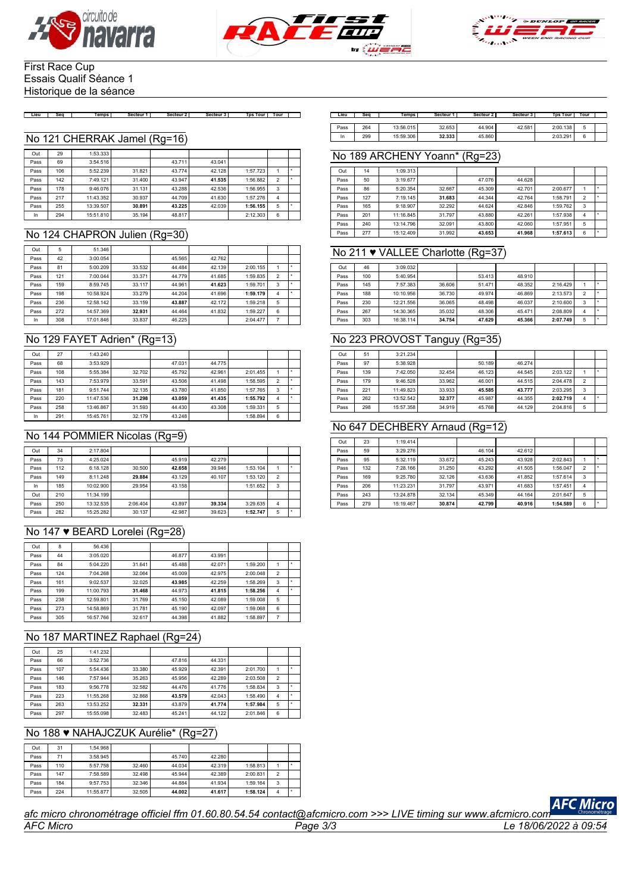First Race Cup
Essais Qualif Séance 1
Historique de la séance

| Lieu | Seq | Temps | Secteur 1 | Secteur 2 | Secteur 3 | Tps Tour | Tour | |
|---|---|---|---|---|---|---|---|---|

## No 121 CHERRAK Jamel (Rg=16)

| | | | | | | | | |
|---|---|---|---|---|---|---|---|---|
| Out | 29 | 1:53.333 | | | | | | |
| Pass | 69 | 3:54.516 | | 43.711 | 43.041 | | | |
| Pass | 106 | 5:52.239 | 31.821 | 43.774 | 42.128 | 1:57.723 | 1 | * |
| Pass | 142 | 7:49.121 | 31.400 | 43.947 | **41.535** | 1:56.882 | 2 | * |
| Pass | 178 | 9:46.076 | 31.131 | 43.288 | 42.536 | 1:56.955 | 3 | |
| Pass | 217 | 11:43.352 | 30.937 | 44.709 | 41.630 | 1:57.276 | 4 | |
| Pass | 255 | 13:39.507 | **30.891** | **43.225** | 42.039 | **1:56.155** | 5 | * |
| In | 294 | 15:51.810 | 35.194 | 48.817 | | 2:12.303 | 6 | |

## No 124 CHAPRON Julien (Rg=30)

| | | | | | | | | |
|---|---|---|---|---|---|---|---|---|
| Out | 5 | 51.346 | | | | | | |
| Pass | 42 | 3:00.054 | | 45.565 | 42.762 | | | |
| Pass | 81 | 5:00.209 | 33.532 | 44.484 | 42.139 | 2:00.155 | 1 | * |
| Pass | 121 | 7:00.044 | 33.371 | 44.779 | 41.685 | 1:59.835 | 2 | * |
| Pass | 159 | 8:59.745 | 33.117 | 44.961 | **41.623** | 1:59.701 | 3 | * |
| Pass | 198 | 10:58.924 | 33.279 | 44.204 | 41.696 | **1:59.179** | 4 | * |
| Pass | 236 | 12:58.142 | 33.159 | **43.887** | 42.172 | 1:59.218 | 5 | |
| Pass | 272 | 14:57.369 | **32.931** | 44.464 | 41.832 | 1:59.227 | 6 | |
| In | 308 | 17:01.846 | 33.837 | 46.225 | | 2:04.477 | 7 | |

## No 129 FAYET Adrien* (Rg=13)

| | | | | | | | | |
|---|---|---|---|---|---|---|---|---|
| Out | 27 | 1:43.240 | | | | | | |
| Pass | 68 | 3:53.929 | | 47.031 | 44.775 | | | |
| Pass | 108 | 5:55.384 | 32.702 | 45.792 | 42.961 | 2:01.455 | 1 | * |
| Pass | 143 | 7:53.979 | 33.591 | 43.506 | 41.498 | 1:58.595 | 2 | * |
| Pass | 181 | 9:51.744 | 32.135 | 43.780 | 41.850 | 1:57.765 | 3 | * |
| Pass | 220 | 11:47.536 | **31.298** | **43.059** | **41.435** | **1:55.792** | 4 | * |
| Pass | 258 | 13:46.867 | 31.593 | 44.430 | 43.308 | 1:59.331 | 5 | |
| In | 291 | 15:45.761 | 32.179 | 43.248 | | 1:58.894 | 6 | |

## No 144 POMMIER Nicolas (Rg=9)

| | | | | | | | | |
|---|---|---|---|---|---|---|---|---|
| Out | 34 | 2:17.804 | | | | | | |
| Pass | 73 | 4:25.024 | | 45.919 | 42.279 | | | |
| Pass | 112 | 6:18.128 | 30.500 | **42.658** | 39.946 | 1:53.104 | 1 | * |
| Pass | 149 | 8:11.248 | **29.884** | 43.129 | 40.107 | 1:53.120 | 2 | |
| In | 185 | 10:02.900 | 29.954 | 43.158 | | 1:51.652 | 3 | |
| Out | 210 | 11:34.199 | | | | | | |
| Pass | 250 | 13:32.535 | 2:06.404 | 43.897 | **39.334** | 3:29.635 | 4 | |
| Pass | 282 | 15:25.282 | 30.137 | 42.987 | 39.623 | **1:52.747** | 5 | * |

## No 147 ♥ BEARD Lorelei (Rg=28)

| | | | | | | | | |
|---|---|---|---|---|---|---|---|---|
| Out | 8 | 56.436 | | | | | | |
| Pass | 44 | 3:05.020 | | 46.877 | 43.991 | | | |
| Pass | 84 | 5:04.220 | 31.641 | 45.488 | 42.071 | 1:59.200 | 1 | * |
| Pass | 124 | 7:04.268 | 32.064 | 45.009 | 42.975 | 2:00.048 | 2 | |
| Pass | 161 | 9:02.537 | 32.025 | **43.985** | 42.259 | 1:58.269 | 3 | * |
| Pass | 199 | 11:00.793 | **31.468** | 44.973 | **41.815** | **1:58.256** | 4 | * |
| Pass | 238 | 12:59.801 | 31.769 | 45.150 | 42.089 | 1:59.008 | 5 | |
| Pass | 273 | 14:58.869 | 31.781 | 45.190 | 42.097 | 1:59.068 | 6 | |
| Pass | 305 | 16:57.766 | 32.617 | 44.398 | 41.882 | 1:58.897 | 7 | |

## No 187 MARTINEZ Raphael (Rg=24)

| | | | | | | | | |
|---|---|---|---|---|---|---|---|---|
| Out | 25 | 1:41.232 | | | | | | |
| Pass | 66 | 3:52.736 | | 47.816 | 44.331 | | | |
| Pass | 107 | 5:54.436 | 33.380 | 45.929 | 42.391 | 2:01.700 | 1 | * |
| Pass | 146 | 7:57.944 | 35.263 | 45.956 | 42.289 | 2:03.508 | 2 | |
| Pass | 183 | 9:56.778 | 32.582 | 44.476 | 41.776 | 1:58.834 | 3 | * |
| Pass | 223 | 11:55.268 | 32.868 | **43.579** | 42.043 | 1:58.490 | 4 | * |
| Pass | 263 | 13:53.252 | **32.331** | 43.879 | **41.774** | **1:57.984** | 5 | * |
| Pass | 297 | 15:55.098 | 32.483 | 45.241 | 44.122 | 2:01.846 | 6 | |

## No 188 ♥ NAHAJCZUK Aurélie* (Rg=27)

| | | | | | | | | |
|---|---|---|---|---|---|---|---|---|
| Out | 31 | 1:54.968 | | | | | | |
| Pass | 71 | 3:58.945 | | 45.740 | 42.280 | | | |
| Pass | 110 | 5:57.758 | 32.460 | 44.034 | 42.319 | 1:58.813 | 1 | * |
| Pass | 147 | 7:58.589 | 32.498 | 45.944 | 42.389 | 2:00.831 | 2 | |
| Pass | 184 | 9:57.753 | 32.346 | 44.884 | 41.934 | 1:59.164 | 3 | |
| Pass | 224 | 11:55.877 | 32.505 | **44.002** | **41.617** | **1:58.124** | 4 | * |
| Pass | 264 | 13:56.015 | 32.653 | 44.904 | 42.581 | 2:00.138 | 5 | |
| In | 299 | 15:59.306 | **32.333** | 45.860 | | 2:03.291 | 6 | |

## No 189 ARCHENY Yoann* (Rg=23)

| | | | | | | | | |
|---|---|---|---|---|---|---|---|---|
| Out | 14 | 1:09.313 | | | | | | |
| Pass | 50 | 3:19.677 | | 47.076 | 44.628 | | | |
| Pass | 86 | 5:20.354 | 32.667 | 45.309 | 42.701 | 2:00.677 | 1 | * |
| Pass | 127 | 7:19.145 | **31.683** | 44.344 | 42.764 | 1:58.791 | 2 | * |
| Pass | 165 | 9:18.907 | 32.292 | 44.624 | 42.846 | 1:59.762 | 3 | |
| Pass | 201 | 11:16.845 | 31.797 | 43.880 | 42.261 | 1:57.938 | 4 | * |
| Pass | 240 | 13:14.796 | 32.091 | 43.800 | 42.060 | 1:57.951 | 5 | |
| Pass | 277 | 15:12.409 | 31.992 | **43.653** | **41.968** | **1:57.613** | 6 | * |

## No 211 ♥ VALLEE Charlotte (Rg=37)

| | | | | | | | | |
|---|---|---|---|---|---|---|---|---|
| Out | 46 | 3:09.032 | | | | | | |
| Pass | 100 | 5:40.954 | | 53.413 | 48.910 | | | |
| Pass | 145 | 7:57.383 | 36.606 | 51.471 | 48.352 | 2:16.429 | 1 | * |
| Pass | 188 | 10:10.956 | 36.730 | 49.974 | 46.869 | 2:13.573 | 2 | * |
| Pass | 230 | 12:21.556 | 36.065 | 48.498 | 46.037 | 2:10.600 | 3 | * |
| Pass | 267 | 14:30.365 | 35.032 | 48.306 | 45.471 | 2:08.809 | 4 | * |
| Pass | 303 | 16:38.114 | **34.754** | **47.629** | **45.366** | **2:07.749** | 5 | * |

## No 223 PROVOST Tanguy (Rg=35)

| | | | | | | | | |
|---|---|---|---|---|---|---|---|---|
| Out | 51 | 3:21.234 | | | | | | |
| Pass | 97 | 5:38.928 | | 50.189 | 46.274 | | | |
| Pass | 139 | 7:42.050 | 32.454 | 46.123 | 44.545 | 2:03.122 | 1 | * |
| Pass | 179 | 9:46.528 | 33.962 | 46.001 | 44.515 | 2:04.478 | 2 | |
| Pass | 221 | 11:49.823 | 33.933 | **45.585** | **43.777** | 2:03.295 | 3 | |
| Pass | 262 | 13:52.542 | **32.377** | 45.987 | 44.355 | **2:02.719** | 4 | * |
| Pass | 298 | 15:57.358 | 34.919 | 45.768 | 44.129 | 2:04.816 | 5 | |

## No 647 DECHBERY Arnaud (Rg=12)

| | | | | | | | | |
|---|---|---|---|---|---|---|---|---|
| Out | 23 | 1:19.414 | | | | | | |
| Pass | 59 | 3:29.276 | | 46.104 | 42.612 | | | |
| Pass | 95 | 5:32.119 | 33.672 | 45.243 | 43.928 | 2:02.843 | 1 | * |
| Pass | 132 | 7:28.166 | 31.250 | 43.292 | 41.505 | 1:56.047 | 2 | * |
| Pass | 169 | 9:25.780 | 32.126 | 43.636 | 41.852 | 1:57.614 | 3 | |
| Pass | 206 | 11:23.231 | 31.797 | 43.971 | 41.683 | 1:57.451 | 4 | |
| Pass | 243 | 13:24.878 | 32.134 | 45.349 | 44.164 | 2:01.647 | 5 | |
| Pass | 279 | 15:19.467 | **30.874** | **42.799** | **40.916** | **1:54.589** | 6 | * |

*afc micro chronométrage officiel ffm 01.60.80.54.54 contact@afcmicro.com >>> LIVE timing sur www.afcmicro.com*

*AFC Micro* — *Le 18/06/2022 à 09:54*